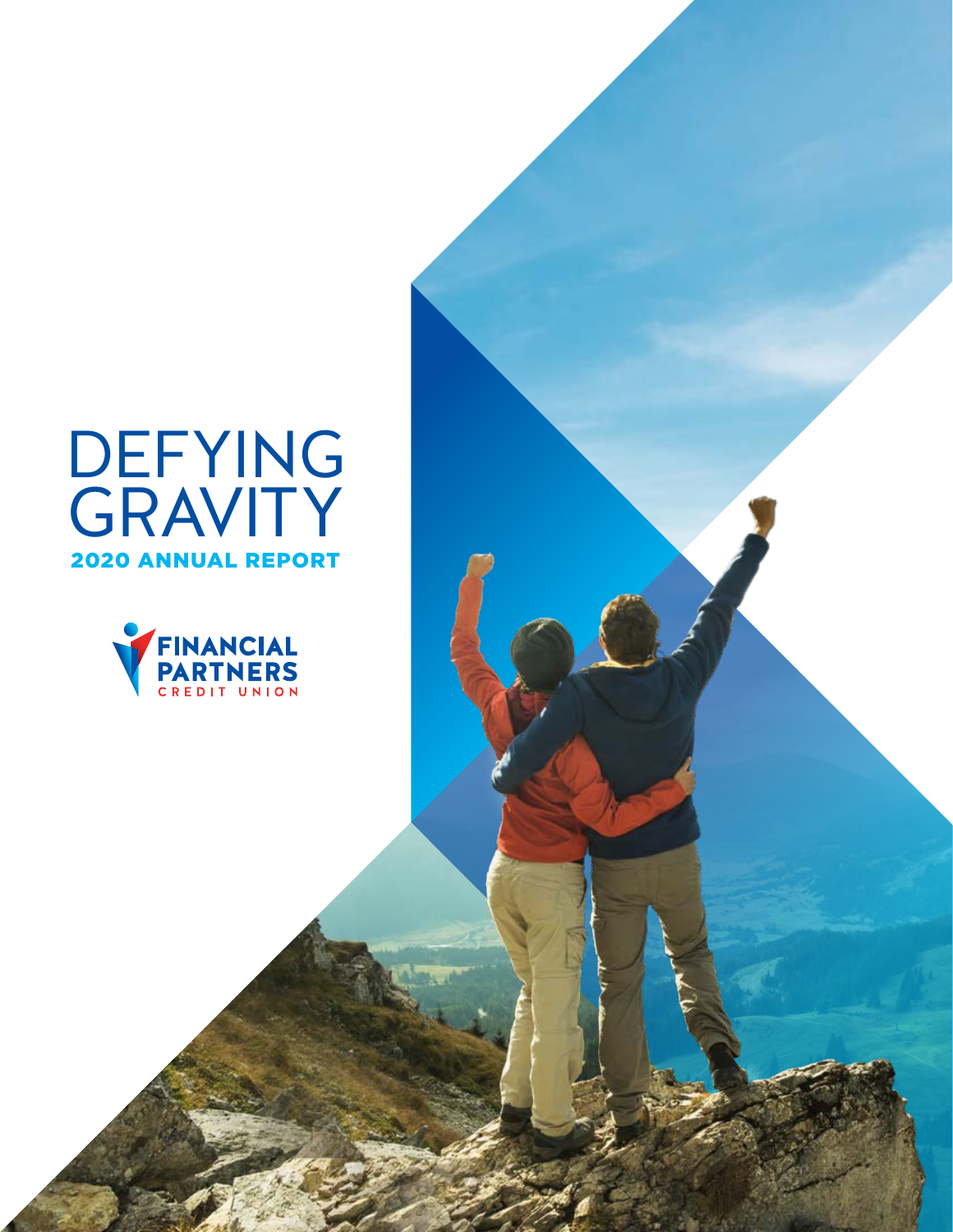# DEFYING GRAVITY

## 2020 ANNUAL REPORT

FINANCIAL PARTNERS
CREDIT UNION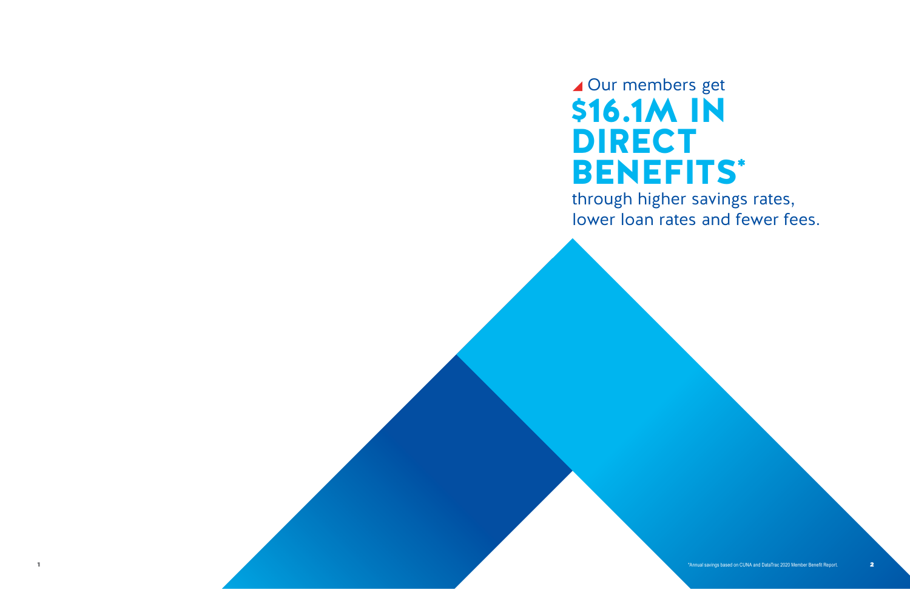Our members get

# $16.1M IN DIRECT BENEFITS*

through higher savings rates, lower loan rates and fewer fees.

*Annual savings based on CUNA and DataTrac 2020 Member Benefit Report.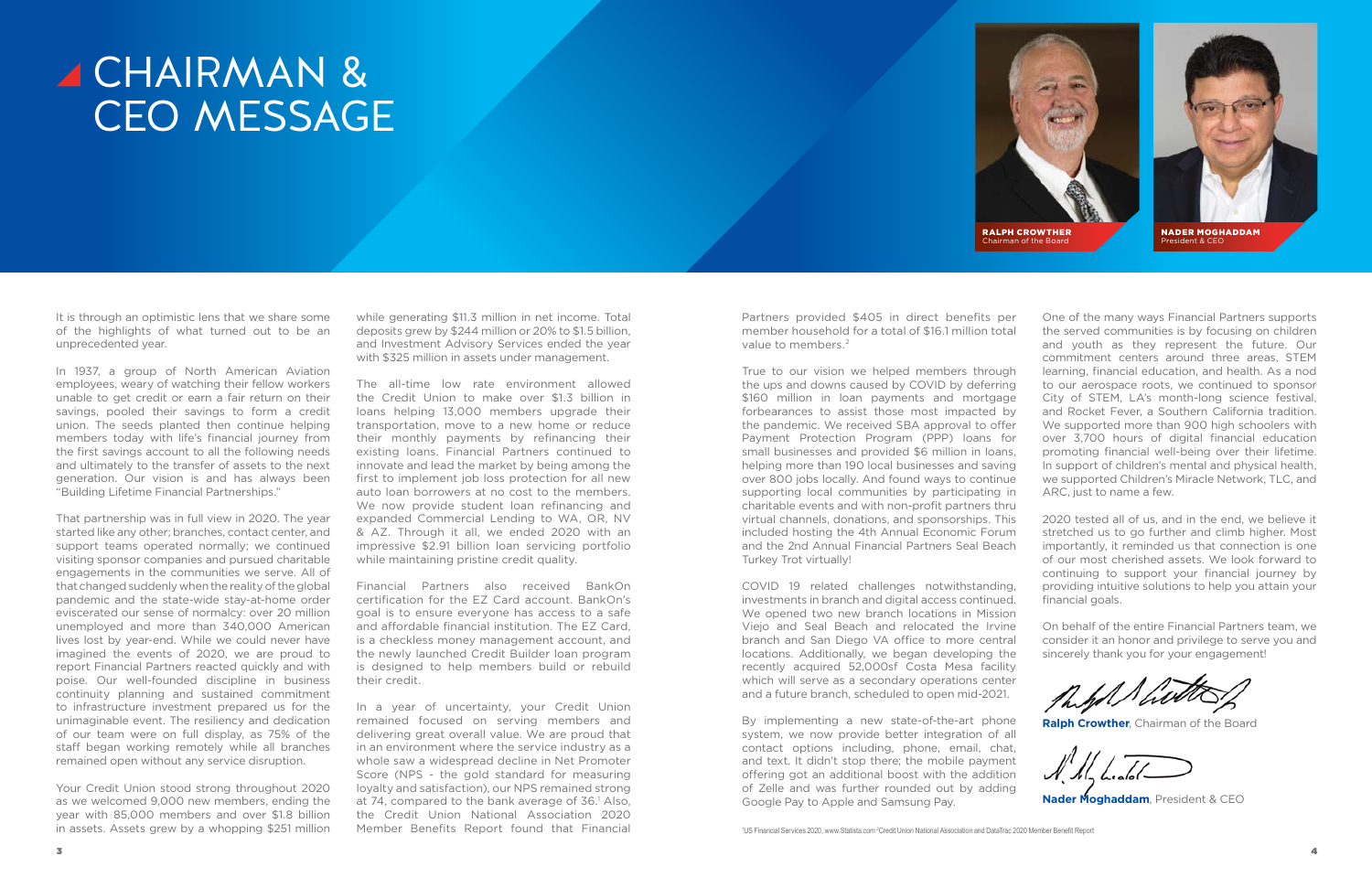# CHAIRMAN & CEO MESSAGE

**RALPH CROWTHER**
Chairman of the Board

**NADER MOGHADDAM**
President & CEO

It is through an optimistic lens that we share some of the highlights of what turned out to be an unprecedented year.

In 1937, a group of North American Aviation employees, weary of watching their fellow workers unable to get credit or earn a fair return on their savings, pooled their savings to form a credit union. The seeds planted then continue helping members today with life's financial journey from the first savings account to all the following needs and ultimately to the transfer of assets to the next generation. Our vision is and has always been "Building Lifetime Financial Partnerships."

That partnership was in full view in 2020. The year started like any other; branches, contact center, and support teams operated normally; we continued visiting sponsor companies and pursued charitable engagements in the communities we serve. All of that changed suddenly when the reality of the global pandemic and the state-wide stay-at-home order eviscerated our sense of normalcy: over 20 million unemployed and more than 340,000 American lives lost by year-end. While we could never have imagined the events of 2020, we are proud to report Financial Partners reacted quickly and with poise. Our well-founded discipline in business continuity planning and sustained commitment to infrastructure investment prepared us for the unimaginable event. The resiliency and dedication of our team were on full display, as 75% of the staff began working remotely while all branches remained open without any service disruption.

Your Credit Union stood strong throughout 2020 as we welcomed 9,000 new members, ending the year with 85,000 members and over $1.8 billion in assets. Assets grew by a whopping $251 million while generating $11.3 million in net income. Total deposits grew by $244 million or 20% to $1.5 billion, and Investment Advisory Services ended the year with $325 million in assets under management.

The all-time low rate environment allowed the Credit Union to make over $1.3 billion in loans helping 13,000 members upgrade their transportation, move to a new home or reduce their monthly payments by refinancing their existing loans. Financial Partners continued to innovate and lead the market by being among the first to implement job loss protection for all new auto loan borrowers at no cost to the members. We now provide student loan refinancing and expanded Commercial Lending to WA, OR, NV & AZ. Through it all, we ended 2020 with an impressive $2.91 billion loan servicing portfolio while maintaining pristine credit quality.

Financial Partners also received BankOn certification for the EZ Card account. BankOn's goal is to ensure everyone has access to a safe and affordable financial institution. The EZ Card, is a checkless money management account, and the newly launched Credit Builder loan program is designed to help members build or rebuild their credit.

In a year of uncertainty, your Credit Union remained focused on serving members and delivering great overall value. We are proud that in an environment where the service industry as a whole saw a widespread decline in Net Promoter Score (NPS - the gold standard for measuring loyalty and satisfaction), our NPS remained strong at 74, compared to the bank average of 36.[1] Also, the Credit Union National Association 2020 Member Benefits Report found that Financial Partners provided $405 in direct benefits per member household for a total of $16.1 million total value to members.[2]

True to our vision we helped members through the ups and downs caused by COVID by deferring $160 million in loan payments and mortgage forbearances to assist those most impacted by the pandemic. We received SBA approval to offer Payment Protection Program (PPP) loans for small businesses and provided $6 million in loans, helping more than 190 local businesses and saving over 800 jobs locally. And found ways to continue supporting local communities by participating in charitable events and with non-profit partners thru virtual channels, donations, and sponsorships. This included hosting the 4th Annual Economic Forum and the 2nd Annual Financial Partners Seal Beach Turkey Trot virtually!

COVID 19 related challenges notwithstanding, investments in branch and digital access continued. We opened two new branch locations in Mission Viejo and Seal Beach and relocated the Irvine branch and San Diego VA office to more central locations. Additionally, we began developing the recently acquired 52,000sf Costa Mesa facility which will serve as a secondary operations center and a future branch, scheduled to open mid-2021.

By implementing a new state-of-the-art phone system, we now provide better integration of all contact options including, phone, email, chat, and text. It didn't stop there; the mobile payment offering got an additional boost with the addition of Zelle and was further rounded out by adding Google Pay to Apple and Samsung Pay.

One of the many ways Financial Partners supports the served communities is by focusing on children and youth as they represent the future. Our commitment centers around three areas, STEM learning, financial education, and health. As a nod to our aerospace roots, we continued to sponsor City of STEM, LA's month-long science festival, and Rocket Fever, a Southern California tradition. We supported more than 900 high schoolers with over 3,700 hours of digital financial education promoting financial well-being over their lifetime. In support of children's mental and physical health, we supported Children's Miracle Network, TLC, and ARC, just to name a few.

2020 tested all of us, and in the end, we believe it stretched us to go further and climb higher. Most importantly, it reminded us that connection is one of our most cherished assets. We look forward to continuing to support your financial journey by providing intuitive solutions to help you attain your financial goals.

On behalf of the entire Financial Partners team, we consider it an honor and privilege to serve you and sincerely thank you for your engagement!

**Ralph Crowther**, Chairman of the Board

**Nader Moghaddam**, President & CEO

[1]US Financial Services 2020, www.Statista.com [2]Credit Union National Association and DataTrac 2020 Member Benefit Report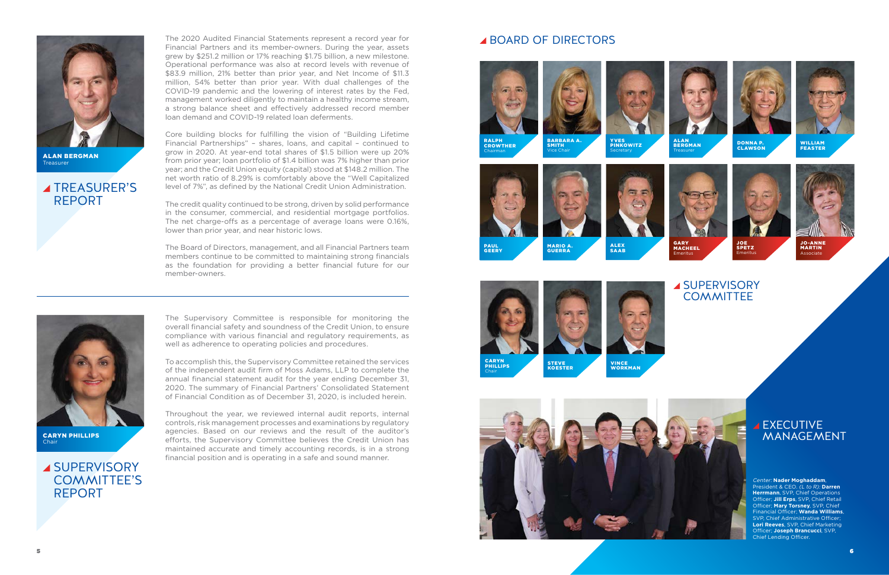**ALAN BERGMAN**
Treasurer

## TREASURER'S REPORT

The 2020 Audited Financial Statements represent a record year for Financial Partners and its member-owners. During the year, assets grew by $251.2 million or 17% reaching $1.75 billion, a new milestone. Operational performance was also at record levels with revenue of $83.9 million, 21% better than prior year, and Net Income of $11.3 million, 54% better than prior year. With dual challenges of the COVID-19 pandemic and the lowering of interest rates by the Fed, management worked diligently to maintain a healthy income stream, a strong balance sheet and effectively addressed record member loan demand and COVID-19 related loan deferments.

Core building blocks for fulfilling the vision of "Building Lifetime Financial Partnerships" – shares, loans, and capital – continued to grow in 2020. At year-end total shares of $1.5 billion were up 20% from prior year; loan portfolio of $1.4 billion was 7% higher than prior year; and the Credit Union equity (capital) stood at $148.2 million. The net worth ratio of 8.29% is comfortably above the "Well Capitalized level of 7%", as defined by the National Credit Union Administration.

The credit quality continued to be strong, driven by solid performance in the consumer, commercial, and residential mortgage portfolios. The net charge-offs as a percentage of average loans were 0.16%, lower than prior year, and near historic lows.

The Board of Directors, management, and all Financial Partners team members continue to be committed to maintaining strong financials as the foundation for providing a better financial future for our member-owners.

**CARYN PHILLIPS**
Chair

## SUPERVISORY COMMITTEE'S REPORT

The Supervisory Committee is responsible for monitoring the overall financial safety and soundness of the Credit Union, to ensure compliance with various financial and regulatory requirements, as well as adherence to operating policies and procedures.

To accomplish this, the Supervisory Committee retained the services of the independent audit firm of Moss Adams, LLP to complete the annual financial statement audit for the year ending December 31, 2020. The summary of Financial Partners' Consolidated Statement of Financial Condition as of December 31, 2020, is included herein.

Throughout the year, we reviewed internal audit reports, internal controls, risk management processes and examinations by regulatory agencies. Based on our reviews and the result of the auditor's efforts, the Supervisory Committee believes the Credit Union has maintained accurate and timely accounting records, is in a strong financial position and is operating in a safe and sound manner.

## BOARD OF DIRECTORS

**RALPH CROWTHER** – Chairman
**BARBARA A. SMITH** – Vice Chair
**YVES PINKOWITZ** – Secretary
**ALAN BERGMAN** – Treasurer
**DONNA P. CLAWSON**
**WILLIAM FEASTER**
**PAUL GEERY**
**MARIO A. GUERRA**
**ALEX SAAB**
**GARY MACHEEL** – Emeritus
**JOE SPETZ** – Emeritus
**JO-ANNE MARTIN** – Associate

## SUPERVISORY COMMITTEE

**CARYN PHILLIPS** – Chair
**STEVE KOESTER**
**VINCE WORKMAN**

## EXECUTIVE MANAGEMENT

*Center:* **Nader Moghaddam**, President & CEO. *(L to R):* **Darren Herrmann**, SVP, Chief Operations Officer; **Jill Erps**, SVP, Chief Retail Officer; **Mary Torsney**, SVP, Chief Financial Officer; **Wanda Williams**, SVP, Chief Administrative Officer; **Lori Reeves**, SVP, Chief Marketing Officer; **Joseph Brancucci**, SVP, Chief Lending Officer.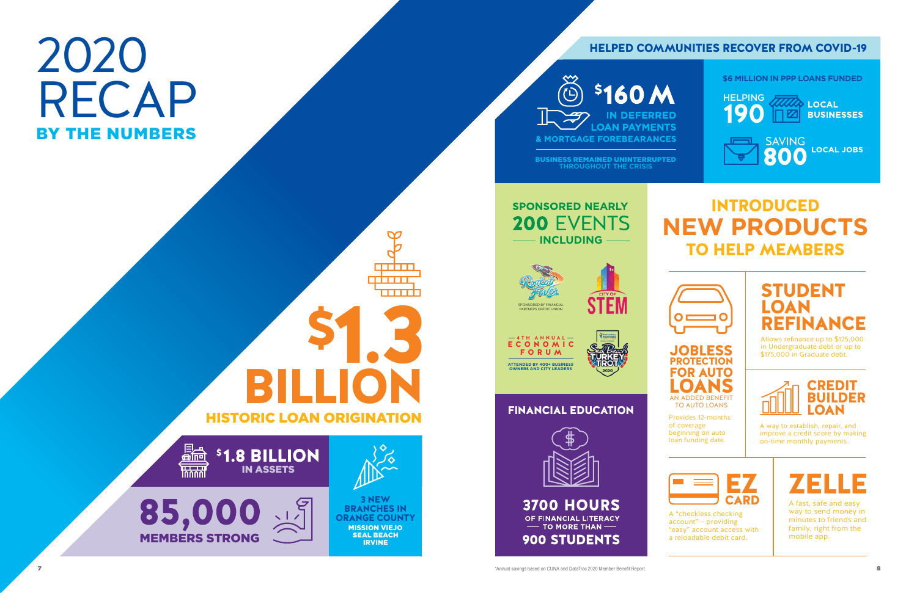# 2020 RECAP

## BY THE NUMBERS

## $1.3 BILLION

### HISTORIC LOAN ORIGINATION

**$1.8 BILLION** IN ASSETS

**85,000** MEMBERS STRONG

**3 NEW BRANCHES IN ORANGE COUNTY**
MISSION VIEJO
SEAL BEACH
IRVINE

## HELPED COMMUNITIES RECOVER FROM COVID-19

**$160 M** IN DEFERRED LOAN PAYMENTS & MORTGAGE FOREBEARANCES

BUSINESS REMAINED UNINTERRUPTED THROUGHOUT THE CRISIS

**$6 MILLION IN PPP LOANS FUNDED**

HELPING **190** LOCAL BUSINESSES

SAVING **800** LOCAL JOBS

## SPONSORED NEARLY 200 EVENTS

INCLUDING

- Rocket Fever — Sponsored by Financial Partners Credit Union
- City of STEM
- 4th Annual Economic Forum — Attended by 400+ business owners and city leaders
- Seal Beach Turkey Trot 2020

## FINANCIAL EDUCATION

**3700 HOURS** OF FINANCIAL LITERACY TO MORE THAN **900 STUDENTS**

## INTRODUCED NEW PRODUCTS TO HELP MEMBERS

### JOBLESS PROTECTION FOR AUTO LOANS

AN ADDED BENEFIT TO AUTO LOANS

Provides 12-months of coverage beginning on auto loan funding date.

### STUDENT LOAN REFINANCE

Allows refinance up to $125,000 in Undergraduate debt or up to $175,000 in Graduate debt.

### CREDIT BUILDER LOAN

A way to establish, repair, and improve a credit score by making on-time monthly payments.

### EZ CARD

A "checkless checking account" – providing "easy" account access with a reloadable debit card.

### ZELLE

A fast, safe and easy way to send money in minutes to friends and family, right from the mobile app.

*Annual savings based on CUNA and DataTrac 2020 Member Benefit Report.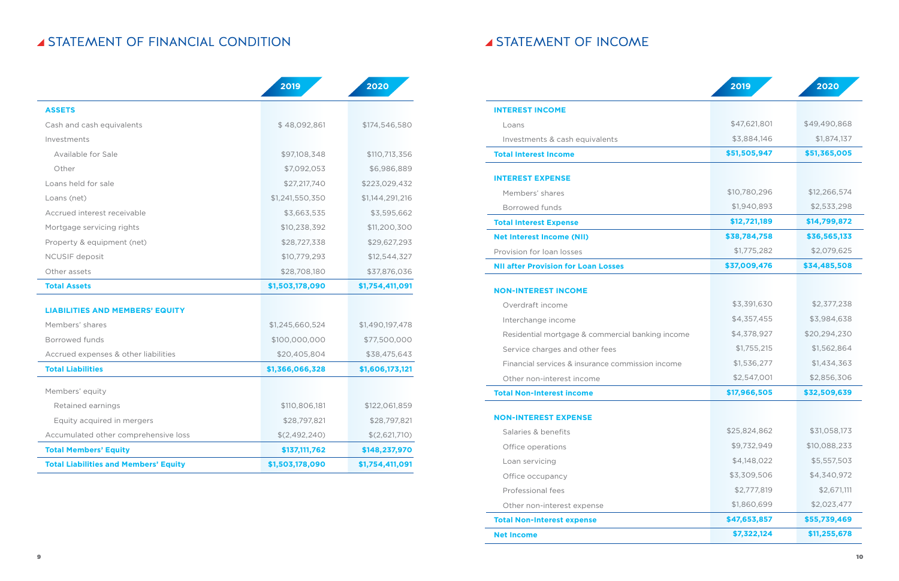## STATEMENT OF FINANCIAL CONDITION

| | 2019 | 2020 |
|---|---|---|
| **ASSETS** | | |
| Cash and cash equivalents | $ 48,092,861 | $174,546,580 |
| Investments | | |
| Available for Sale | $97,108,348 | $110,713,356 |
| Other | $7,092,053 | $6,986,889 |
| Loans held for sale | $27,217,740 | $223,029,432 |
| Loans (net) | $1,241,550,350 | $1,144,291,216 |
| Accrued interest receivable | $3,663,535 | $3,595,662 |
| Mortgage servicing rights | $10,238,392 | $11,200,300 |
| Property & equipment (net) | $28,727,338 | $29,627,293 |
| NCUSIF deposit | $10,779,293 | $12,544,327 |
| Other assets | $28,708,180 | $37,876,036 |
| **Total Assets** | **$1,503,178,090** | **$1,754,411,091** |
| **LIABILITIES AND MEMBERS' EQUITY** | | |
| Members' shares | $1,245,660,524 | $1,490,197,478 |
| Borrowed funds | $100,000,000 | $77,500,000 |
| Accrued expenses & other liabilities | $20,405,804 | $38,475,643 |
| **Total Liabilities** | **$1,366,066,328** | **$1,606,173,121** |
| Members' equity | | |
| Retained earnings | $110,806,181 | $122,061,859 |
| Equity acquired in mergers | $28,797,821 | $28,797,821 |
| Accumulated other comprehensive loss | $(2,492,240) | $(2,621,710) |
| **Total Members' Equity** | **$137,111,762** | **$148,237,970** |
| **Total Liabilities and Members' Equity** | **$1,503,178,090** | **$1,754,411,091** |

## STATEMENT OF INCOME

| | 2019 | 2020 |
|---|---|---|
| **INTEREST INCOME** | | |
| Loans | $47,621,801 | $49,490,868 |
| Investments & cash equivalents | $3,884,146 | $1,874,137 |
| **Total Interest Income** | **$51,505,947** | **$51,365,005** |
| **INTEREST EXPENSE** | | |
| Members' shares | $10,780,296 | $12,266,574 |
| Borrowed funds | $1,940,893 | $2,533,298 |
| **Total Interest Expense** | **$12,721,189** | **$14,799,872** |
| **Net Interest Income (NII)** | **$38,784,758** | **$36,565,133** |
| Provision for loan losses | $1,775,282 | $2,079,625 |
| **NII after Provision for Loan Losses** | **$37,009,476** | **$34,485,508** |
| **NON-INTEREST INCOME** | | |
| Overdraft income | $3,391,630 | $2,377,238 |
| Interchange income | $4,357,455 | $3,984,638 |
| Residential mortgage & commercial banking income | $4,378,927 | $20,294,230 |
| Service charges and other fees | $1,755,215 | $1,562,864 |
| Financial services & insurance commission income | $1,536,277 | $1,434,363 |
| Other non-interest income | $2,547,001 | $2,856,306 |
| **Total Non-Interest income** | **$17,966,505** | **$32,509,639** |
| **NON-INTEREST EXPENSE** | | |
| Salaries & benefits | $25,824,862 | $31,058,173 |
| Office operations | $9,732,949 | $10,088,233 |
| Loan servicing | $4,148,022 | $5,557,503 |
| Office occupancy | $3,309,506 | $4,340,972 |
| Professional fees | $2,777,819 | $2,671,111 |
| Other non-interest expense | $1,860,699 | $2,023,477 |
| **Total Non-Interest expense** | **$47,653,857** | **$55,739,469** |
| **Net Income** | **$7,322,124** | **$11,255,678** |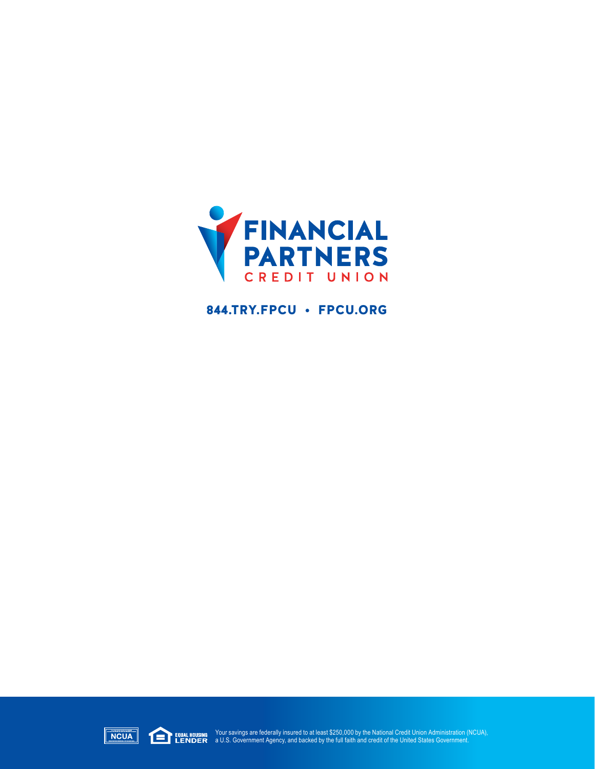FINANCIAL PARTNERS CREDIT UNION

844.TRY.FPCU • FPCU.ORG

NCUA

EQUAL HOUSING LENDER

Your savings are federally insured to at least $250,000 by the National Credit Union Administration (NCUA), a U.S. Government Agency, and backed by the full faith and credit of the United States Government.